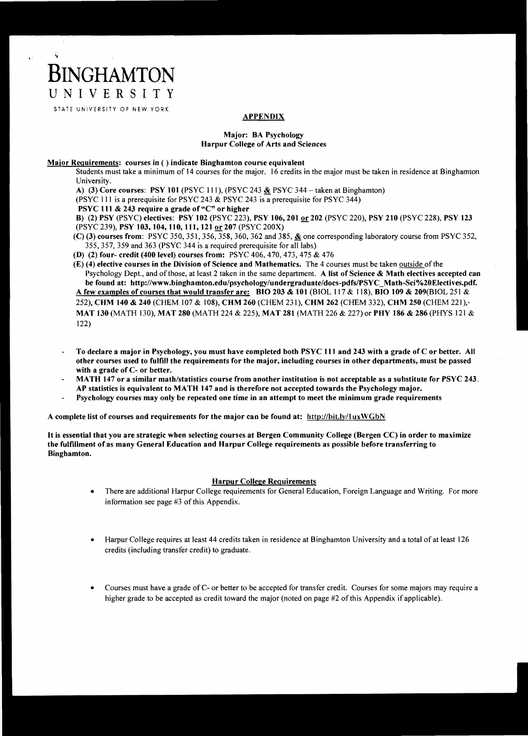# BINGHAMTON UNIVERSITY

STATE UNIVERSITY OF NEW YORK

## APPENDIX

### Major: BA Psychology
### Harpur College of Arts and Sciences

**Major Requirements: courses in ( ) indicate Binghamton course equivalent**

Students must take a minimum of 14 courses for the major. 16 credits in the major must be taken in residence at Binghamton University.

**A) (3) Core courses**: **PSY 101** (PSYC 111), (PSYC 243 **&** PSYC 344 – taken at Binghamton)

(PSYC 111 is a prerequisite for PSYC 243 & PSYC 243 is a prerequisite for PSYC 344)

**PSYC 111 & 243 require a grade of "C" or higher**

**B) (2) PSY** (PSYC) **electives**: **PSY 102** (PSYC 223), **PSY 106, 201 or 202** (PSYC 220), **PSY 210** (PSYC 228), **PSY 123** (PSYC 239), **PSY 103, 104, 110, 111, 121 or 207** (PSYC 200X)

**(C) (3) courses from**: PSYC 350, 351, 356, 358, 360, 362 and 385, **&** one corresponding laboratory course from PSYC 352, 355, 357, 359 and 363 (PSYC 344 is a required prerequisite for all labs)

**(D) (2) four- credit (400 level) courses from:** PSYC 406, 470, 473, 475 & 476

**(E) (4) elective courses in the Division of Science and Mathematics.** The 4 courses must be taken outside of the Psychology Dept., and of those, at least 2 taken in the same department. **A list of Science & Math electives accepted can be found at: http://www.binghamton.edu/psychology/undergraduate/docs-pdfs/PSYC_Math-Sci%20Electives.pdf.**
**A few examples of courses that would transfer are: BIO 203 & 101** (BIOL 117 & 118), **BIO 109 & 209**(BIOL 251 & 252), **CHM 140 & 240** (CHEM 107 & 108), **CHM 260** (CHEM 231), **CHM 262** (CHEM 332), **CHM 250** (CHEM 221), **MAT 130** (MATH 130), **MAT 280** (MATH 224 & 225), **MAT 281** (MATH 226 & 227) or **PHY 186 & 286** (PHYS 121 & 122)

- **To declare a major in Psychology, you must have completed both PSYC 111 and 243 with a grade of C or better. All other courses used to fulfill the requirements for the major, including courses in other departments, must be passed with a grade of C- or better.**
- **MATH 147 or a similar math/statistics course from another institution is not acceptable as a substitute for PSYC 243. AP statistics is equivalent to MATH 147 and is therefore not accepted towards the Psychology major.**
- **Psychology courses may only be repeated one time in an attempt to meet the minimum grade requirements**

**A complete list of courses and requirements for the major can be found at: http://bit.ly/1uxWGbN**

**It is essential that you are strategic when selecting courses at Bergen Community College (Bergen CC) in order to maximize the fulfillment of as many General Education and Harpur College requirements as possible before transferring to Binghamton.**

#### Harpur College Requirements

- There are additional Harpur College requirements for General Education, Foreign Language and Writing. For more information see page #3 of this Appendix.
- Harpur College requires at least 44 credits taken in residence at Binghamton University and a total of at least 126 credits (including transfer credit) to graduate.
- Courses must have a grade of C- or better to be accepted for transfer credit. Courses for some majors may require a higher grade to be accepted as credit toward the major (noted on page #2 of this Appendix if applicable).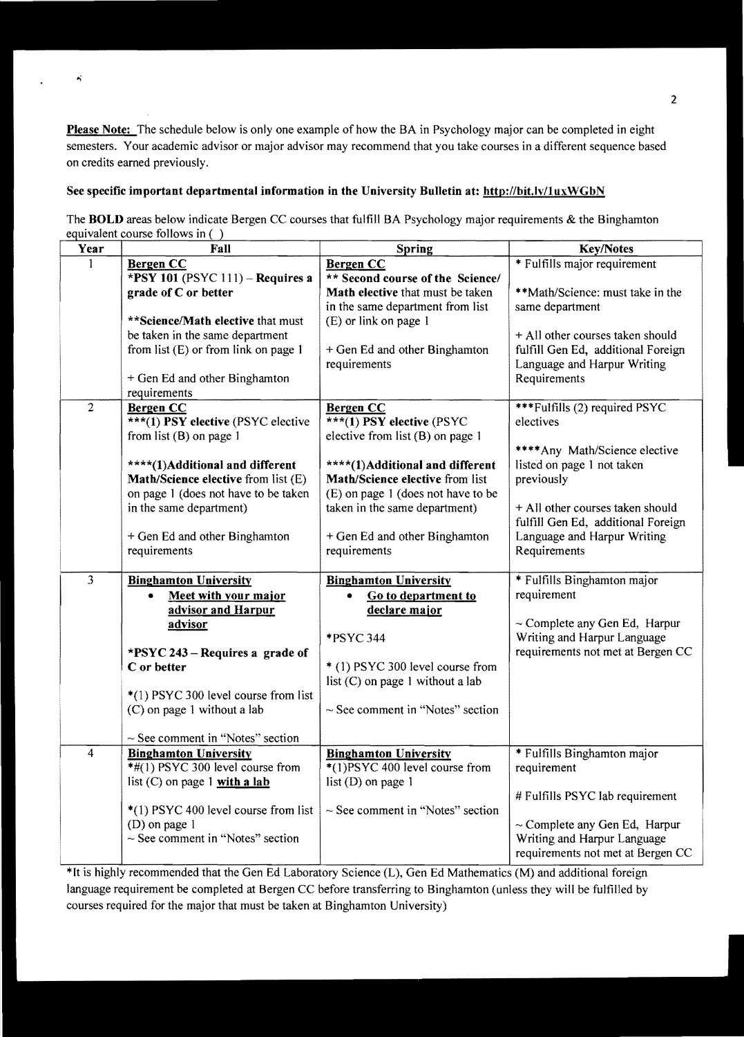**Please Note:** The schedule below is only one example of how the BA in Psychology major can be completed in eight semesters. Your academic advisor or major advisor may recommend that you take courses in a different sequence based on credits earned previously.

**See specific important departmental information in the University Bulletin at: http://bit.ly/1uxWGbN**

The **BOLD** areas below indicate Bergen CC courses that fulfill BA Psychology major requirements & the Binghamton equivalent course follows in ( )

| Year | Fall | Spring | Key/Notes |
|---|---|---|---|
| 1 | **Bergen CC**<br>***PSY 101** (PSYC 111) – **Requires a grade of C or better**<br><br>****Science/Math elective** that must be taken in the same department from list (E) or from link on page 1<br><br>+ Gen Ed and other Binghamton requirements | **Bergen CC**<br>**** Second course of the Science/ Math elective** that must be taken in the same department from list (E) or link on page 1<br><br>+ Gen Ed and other Binghamton requirements | * Fulfills major requirement<br><br>**Math/Science: must take in the same department<br><br>+ All other courses taken should fulfill Gen Ed, additional Foreign Language and Harpur Writing Requirements |
| 2 | **Bergen CC**<br>*****(1) PSY elective** (PSYC elective from list (B) on page 1<br><br>******(1)Additional and different Math/Science elective** from list (E) on page 1 (does not have to be taken in the same department)<br><br>+ Gen Ed and other Binghamton requirements | **Bergen CC**<br>*****(1) PSY elective** (PSYC elective from list (B) on page 1<br><br>******(1)Additional and different Math/Science elective** from list (E) on page 1 (does not have to be taken in the same department)<br><br>+ Gen Ed and other Binghamton requirements | ***Fulfills (2) required PSYC electives<br><br>****Any Math/Science elective listed on page 1 not taken previously<br><br>+ All other courses taken should fulfill Gen Ed, additional Foreign Language and Harpur Writing Requirements |
| 3 | **Binghamton University**<br>• **Meet with your major advisor and Harpur advisor**<br><br>***PSYC 243 – Requires a grade of C or better**<br><br>*(1) PSYC 300 level course from list (C) on page 1 without a lab<br><br>~ See comment in "Notes" section | **Binghamton University**<br>• **Go to department to declare major**<br><br>*PSYC 344<br><br>* (1) PSYC 300 level course from list (C) on page 1 without a lab<br><br>~ See comment in "Notes" section | * Fulfills Binghamton major requirement<br><br>~ Complete any Gen Ed, Harpur Writing and Harpur Language requirements not met at Bergen CC |
| 4 | **Binghamton University**<br>*#(1) PSYC 300 level course from list (C) on page 1 **with a lab**<br><br>*(1) PSYC 400 level course from list (D) on page 1<br>~ See comment in "Notes" section | **Binghamton University**<br>*(1)PSYC 400 level course from list (D) on page 1<br><br>~ See comment in "Notes" section | * Fulfills Binghamton major requirement<br><br># Fulfills PSYC lab requirement<br><br>~ Complete any Gen Ed, Harpur Writing and Harpur Language requirements not met at Bergen CC |

*It is highly recommended that the Gen Ed Laboratory Science (L), Gen Ed Mathematics (M) and additional foreign language requirement be completed at Bergen CC before transferring to Binghamton (unless they will be fulfilled by courses required for the major that must be taken at Binghamton University)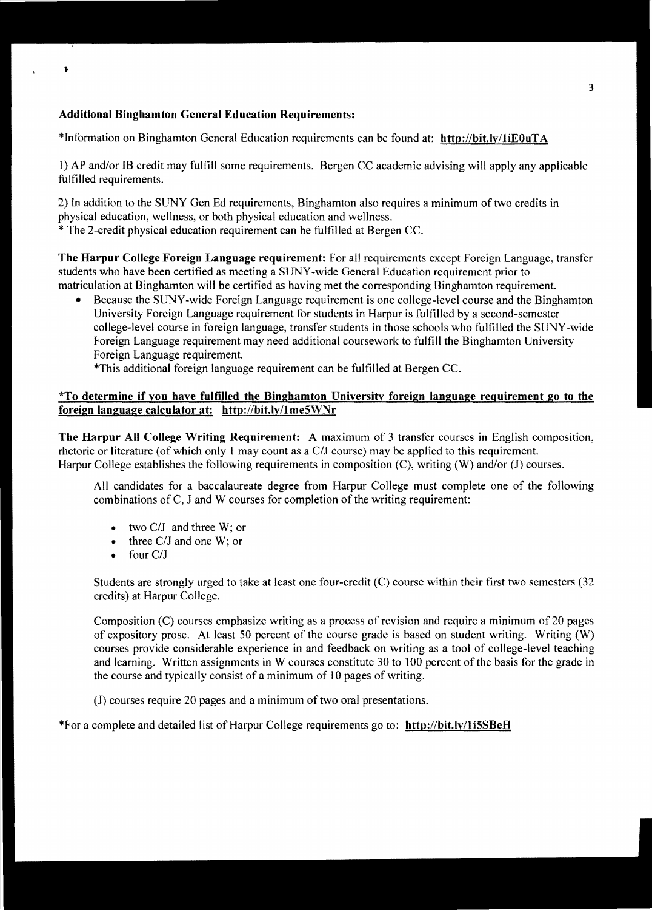**Additional Binghamton General Education Requirements:**

*Information on Binghamton General Education requirements can be found at: **http://bit.ly/1iE0uTA**

1) AP and/or IB credit may fulfill some requirements. Bergen CC academic advising will apply any applicable fulfilled requirements.

2) In addition to the SUNY Gen Ed requirements, Binghamton also requires a minimum of two credits in physical education, wellness, or both physical education and wellness.
* The 2-credit physical education requirement can be fulfilled at Bergen CC.

**The Harpur College Foreign Language requirement:** For all requirements except Foreign Language, transfer students who have been certified as meeting a SUNY-wide General Education requirement prior to matriculation at Binghamton will be certified as having met the corresponding Binghamton requirement.

- Because the SUNY-wide Foreign Language requirement is one college-level course and the Binghamton University Foreign Language requirement for students in Harpur is fulfilled by a second-semester college-level course in foreign language, transfer students in those schools who fulfilled the SUNY-wide Foreign Language requirement may need additional coursework to fulfill the Binghamton University Foreign Language requirement.
  *This additional foreign language requirement can be fulfilled at Bergen CC.

**\*To determine if you have fulfilled the Binghamton University foreign language requirement go to the foreign language calculator at: http://bit.ly/1me5WNr**

**The Harpur All College Writing Requirement:** A maximum of 3 transfer courses in English composition, rhetoric or literature (of which only 1 may count as a C/J course) may be applied to this requirement.
Harpur College establishes the following requirements in composition (C), writing (W) and/or (J) courses.

All candidates for a baccalaureate degree from Harpur College must complete one of the following combinations of C, J and W courses for completion of the writing requirement:

- two C/J and three W; or
- three C/J and one W; or
- four C/J

Students are strongly urged to take at least one four-credit (C) course within their first two semesters (32 credits) at Harpur College.

Composition (C) courses emphasize writing as a process of revision and require a minimum of 20 pages of expository prose. At least 50 percent of the course grade is based on student writing. Writing (W) courses provide considerable experience in and feedback on writing as a tool of college-level teaching and learning. Written assignments in W courses constitute 30 to 100 percent of the basis for the grade in the course and typically consist of a minimum of 10 pages of writing.

(J) courses require 20 pages and a minimum of two oral presentations.

*For a complete and detailed list of Harpur College requirements go to: **http://bit.ly/1i5SBeH**